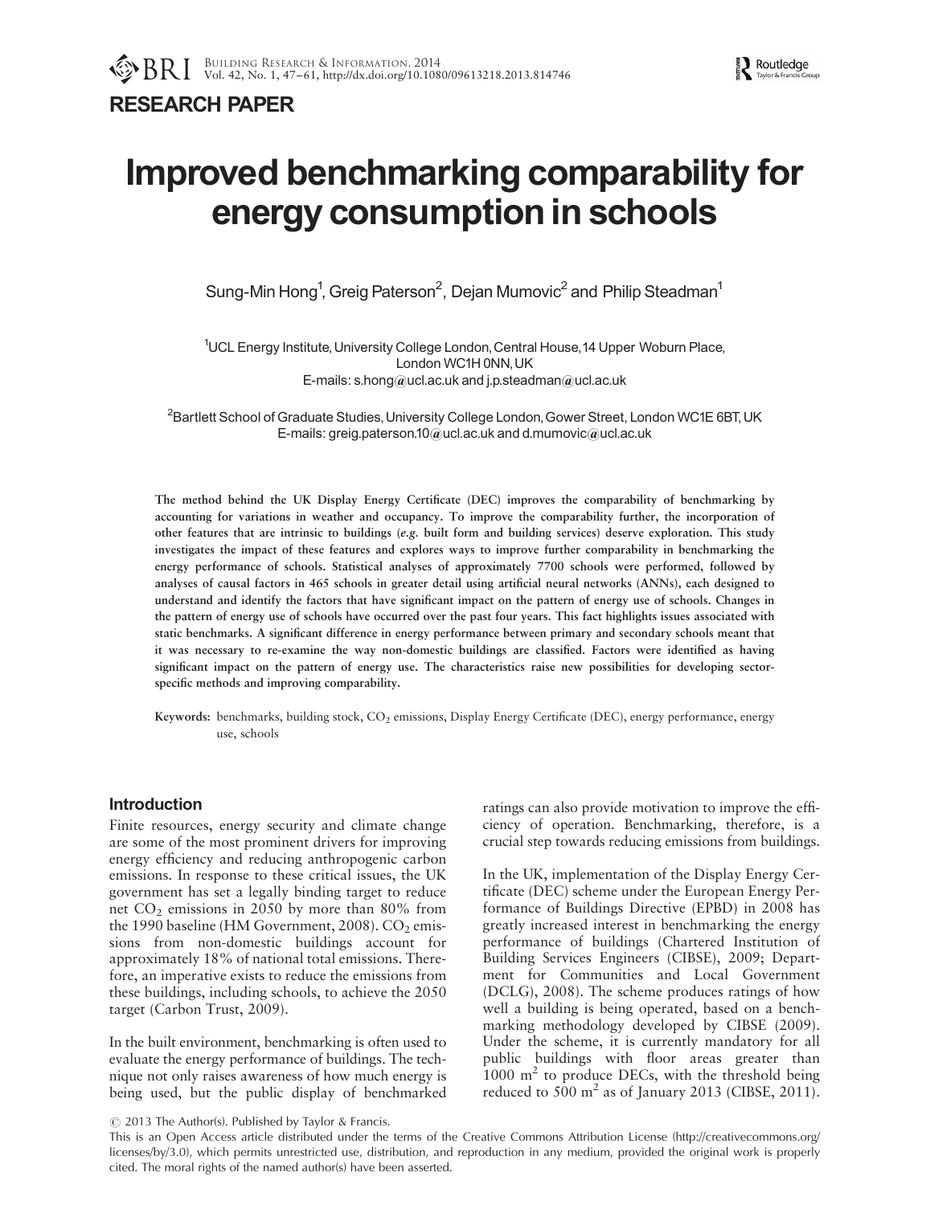**RESEARCH PAPER**

# Improved benchmarking comparability for energy consumption in schools

Sung-Min Hong[1], Greig Paterson[2], Dejan Mumovic[2] and Philip Steadman[1]

[1]UCL Energy Institute, University College London, Central House, 14 Upper Woburn Place, London WC1H 0NN, UK
E-mails: s.hong@ucl.ac.uk and j.p.steadman@ucl.ac.uk

[2]Bartlett School of Graduate Studies, University College London, Gower Street, London WC1E 6BT, UK
E-mails: greig.paterson.10@ucl.ac.uk and d.mumovic@ucl.ac.uk

**The method behind the UK Display Energy Certificate (DEC) improves the comparability of benchmarking by accounting for variations in weather and occupancy. To improve the comparability further, the incorporation of other features that are intrinsic to buildings (*e.g.* built form and building services) deserve exploration. This study investigates the impact of these features and explores ways to improve further comparability in benchmarking the energy performance of schools. Statistical analyses of approximately 7700 schools were performed, followed by analyses of causal factors in 465 schools in greater detail using artificial neural networks (ANNs), each designed to understand and identify the factors that have significant impact on the pattern of energy use of schools. Changes in the pattern of energy use of schools have occurred over the past four years. This fact highlights issues associated with static benchmarks. A significant difference in energy performance between primary and secondary schools meant that it was necessary to re-examine the way non-domestic buildings are classified. Factors were identified as having significant impact on the pattern of energy use. The characteristics raise new possibilities for developing sector-specific methods and improving comparability.**

**Keywords:** benchmarks, building stock, $CO_2$ emissions, Display Energy Certificate (DEC), energy performance, energy use, schools

## Introduction

Finite resources, energy security and climate change are some of the most prominent drivers for improving energy efficiency and reducing anthropogenic carbon emissions. In response to these critical issues, the UK government has set a legally binding target to reduce net $CO_2$ emissions in 2050 by more than 80% from the 1990 baseline (HM Government, 2008). $CO_2$ emissions from non-domestic buildings account for approximately 18% of national total emissions. Therefore, an imperative exists to reduce the emissions from these buildings, including schools, to achieve the 2050 target (Carbon Trust, 2009).

In the built environment, benchmarking is often used to evaluate the energy performance of buildings. The technique not only raises awareness of how much energy is being used, but the public display of benchmarked ratings can also provide motivation to improve the efficiency of operation. Benchmarking, therefore, is a crucial step towards reducing emissions from buildings.

In the UK, implementation of the Display Energy Certificate (DEC) scheme under the European Energy Performance of Buildings Directive (EPBD) in 2008 has greatly increased interest in benchmarking the energy performance of buildings (Chartered Institution of Building Services Engineers (CIBSE), 2009; Department for Communities and Local Government (DCLG), 2008). The scheme produces ratings of how well a building is being operated, based on a benchmarking methodology developed by CIBSE (2009). Under the scheme, it is currently mandatory for all public buildings with floor areas greater than 1000 m$^2$ to produce DECs, with the threshold being reduced to 500 m$^2$ as of January 2013 (CIBSE, 2011).

© 2013 The Author(s). Published by Taylor & Francis.
This is an Open Access article distributed under the terms of the Creative Commons Attribution License (http://creativecommons.org/licenses/by/3.0), which permits unrestricted use, distribution, and reproduction in any medium, provided the original work is properly cited. The moral rights of the named author(s) have been asserted.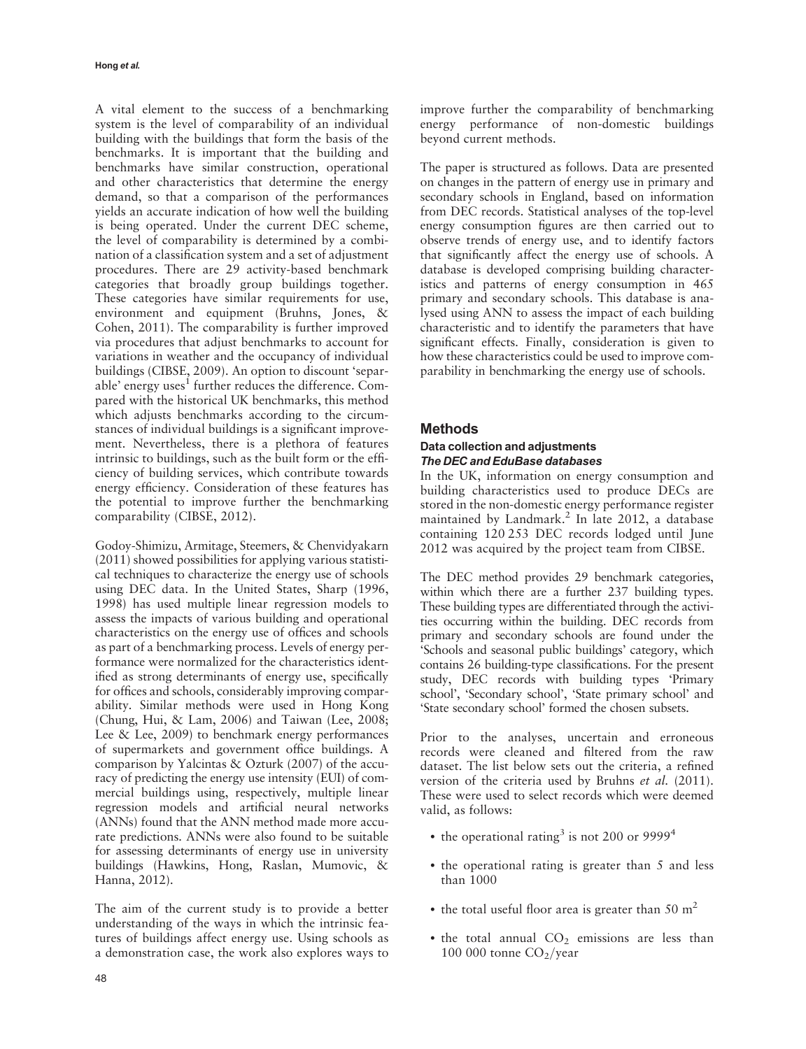A vital element to the success of a benchmarking system is the level of comparability of an individual building with the buildings that form the basis of the benchmarks. It is important that the building and benchmarks have similar construction, operational and other characteristics that determine the energy demand, so that a comparison of the performances yields an accurate indication of how well the building is being operated. Under the current DEC scheme, the level of comparability is determined by a combination of a classification system and a set of adjustment procedures. There are 29 activity-based benchmark categories that broadly group buildings together. These categories have similar requirements for use, environment and equipment (Bruhns, Jones, & Cohen, 2011). The comparability is further improved via procedures that adjust benchmarks to account for variations in weather and the occupancy of individual buildings (CIBSE, 2009). An option to discount 'separable' energy uses[1] further reduces the difference. Compared with the historical UK benchmarks, this method which adjusts benchmarks according to the circumstances of individual buildings is a significant improvement. Nevertheless, there is a plethora of features intrinsic to buildings, such as the built form or the efficiency of building services, which contribute towards energy efficiency. Consideration of these features has the potential to improve further the benchmarking comparability (CIBSE, 2012).

Godoy-Shimizu, Armitage, Steemers, & Chenvidyakarn (2011) showed possibilities for applying various statistical techniques to characterize the energy use of schools using DEC data. In the United States, Sharp (1996, 1998) has used multiple linear regression models to assess the impacts of various building and operational characteristics on the energy use of offices and schools as part of a benchmarking process. Levels of energy performance were normalized for the characteristics identified as strong determinants of energy use, specifically for offices and schools, considerably improving comparability. Similar methods were used in Hong Kong (Chung, Hui, & Lam, 2006) and Taiwan (Lee, 2008; Lee & Lee, 2009) to benchmark energy performances of supermarkets and government office buildings. A comparison by Yalcintas & Ozturk (2007) of the accuracy of predicting the energy use intensity (EUI) of commercial buildings using, respectively, multiple linear regression models and artificial neural networks (ANNs) found that the ANN method made more accurate predictions. ANNs were also found to be suitable for assessing determinants of energy use in university buildings (Hawkins, Hong, Raslan, Mumovic, & Hanna, 2012).

The aim of the current study is to provide a better understanding of the ways in which the intrinsic features of buildings affect energy use. Using schools as a demonstration case, the work also explores ways to improve further the comparability of benchmarking energy performance of non-domestic buildings beyond current methods.

The paper is structured as follows. Data are presented on changes in the pattern of energy use in primary and secondary schools in England, based on information from DEC records. Statistical analyses of the top-level energy consumption figures are then carried out to observe trends of energy use, and to identify factors that significantly affect the energy use of schools. A database is developed comprising building characteristics and patterns of energy consumption in 465 primary and secondary schools. This database is analysed using ANN to assess the impact of each building characteristic and to identify the parameters that have significant effects. Finally, consideration is given to how these characteristics could be used to improve comparability in benchmarking the energy use of schools.

## Methods

### Data collection and adjustments

#### *The DEC and EduBase databases*

In the UK, information on energy consumption and building characteristics used to produce DECs are stored in the non-domestic energy performance register maintained by Landmark.[2] In late 2012, a database containing 120 253 DEC records lodged until June 2012 was acquired by the project team from CIBSE.

The DEC method provides 29 benchmark categories, within which there are a further 237 building types. These building types are differentiated through the activities occurring within the building. DEC records from primary and secondary schools are found under the 'Schools and seasonal public buildings' category, which contains 26 building-type classifications. For the present study, DEC records with building types 'Primary school', 'Secondary school', 'State primary school' and 'State secondary school' formed the chosen subsets.

Prior to the analyses, uncertain and erroneous records were cleaned and filtered from the raw dataset. The list below sets out the criteria, a refined version of the criteria used by Bruhns *et al.* (2011). These were used to select records which were deemed valid, as follows:

- the operational rating[3] is not 200 or 9999[4]
- the operational rating is greater than 5 and less than 1000
- the total useful floor area is greater than 50 $m^2$
- the total annual $CO_2$ emissions are less than 100 000 tonne $CO_2$/year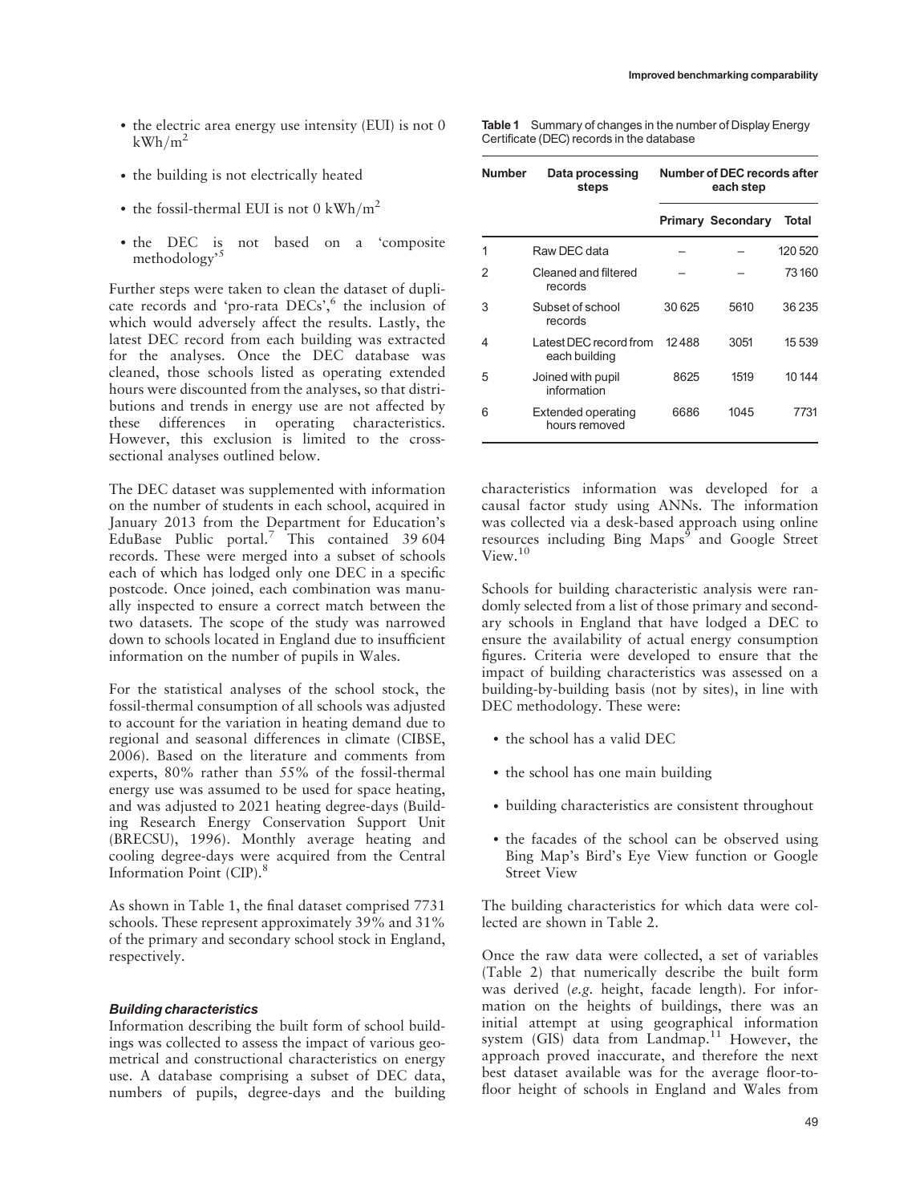- the electric area energy use intensity (EUI) is not 0 $kWh/m^2$
- the building is not electrically heated
- the fossil-thermal EUI is not 0 $kWh/m^2$
- the DEC is not based on a 'composite methodology'[5]

Further steps were taken to clean the dataset of duplicate records and 'pro-rata DECs',[6] the inclusion of which would adversely affect the results. Lastly, the latest DEC record from each building was extracted for the analyses. Once the DEC database was cleaned, those schools listed as operating extended hours were discounted from the analyses, so that distributions and trends in energy use are not affected by these differences in operating characteristics. However, this exclusion is limited to the cross-sectional analyses outlined below.

The DEC dataset was supplemented with information on the number of students in each school, acquired in January 2013 from the Department for Education's EduBase Public portal.[7] This contained 39 604 records. These were merged into a subset of schools each of which has lodged only one DEC in a specific postcode. Once joined, each combination was manually inspected to ensure a correct match between the two datasets. The scope of the study was narrowed down to schools located in England due to insufficient information on the number of pupils in Wales.

For the statistical analyses of the school stock, the fossil-thermal consumption of all schools was adjusted to account for the variation in heating demand due to regional and seasonal differences in climate (CIBSE, 2006). Based on the literature and comments from experts, 80% rather than 55% of the fossil-thermal energy use was assumed to be used for space heating, and was adjusted to 2021 heating degree-days (Building Research Energy Conservation Support Unit (BRECSU), 1996). Monthly average heating and cooling degree-days were acquired from the Central Information Point (CIP).[8]

As shown in Table 1, the final dataset comprised 7731 schools. These represent approximately 39% and 31% of the primary and secondary school stock in England, respectively.

**Table 1** Summary of changes in the number of Display Energy Certificate (DEC) records in the database

| Number | Data processing steps | Number of DEC records after each step | | |
|---|---|---|---|---|
| | | Primary | Secondary | Total |
| 1 | Raw DEC data | – | – | 120 520 |
| 2 | Cleaned and filtered records | – | – | 73 160 |
| 3 | Subset of school records | 30 625 | 5610 | 36 235 |
| 4 | Latest DEC record from each building | 12 488 | 3051 | 15 539 |
| 5 | Joined with pupil information | 8625 | 1519 | 10 144 |
| 6 | Extended operating hours removed | 6686 | 1045 | 7731 |

### *Building characteristics*

Information describing the built form of school buildings was collected to assess the impact of various geometrical and constructional characteristics on energy use. A database comprising a subset of DEC data, numbers of pupils, degree-days and the building characteristics information was developed for a causal factor study using ANNs. The information was collected via a desk-based approach using online resources including Bing Maps[9] and Google Street View.[10]

Schools for building characteristic analysis were randomly selected from a list of those primary and secondary schools in England that have lodged a DEC to ensure the availability of actual energy consumption figures. Criteria were developed to ensure that the impact of building characteristics was assessed on a building-by-building basis (not by sites), in line with DEC methodology. These were:

- the school has a valid DEC
- the school has one main building
- building characteristics are consistent throughout
- the facades of the school can be observed using Bing Map's Bird's Eye View function or Google Street View

The building characteristics for which data were collected are shown in Table 2.

Once the raw data were collected, a set of variables (Table 2) that numerically describe the built form was derived (*e.g.* height, facade length). For information on the heights of buildings, there was an initial attempt at using geographical information system (GIS) data from Landmap.[11] However, the approach proved inaccurate, and therefore the next best dataset available was for the average floor-to-floor height of schools in England and Wales from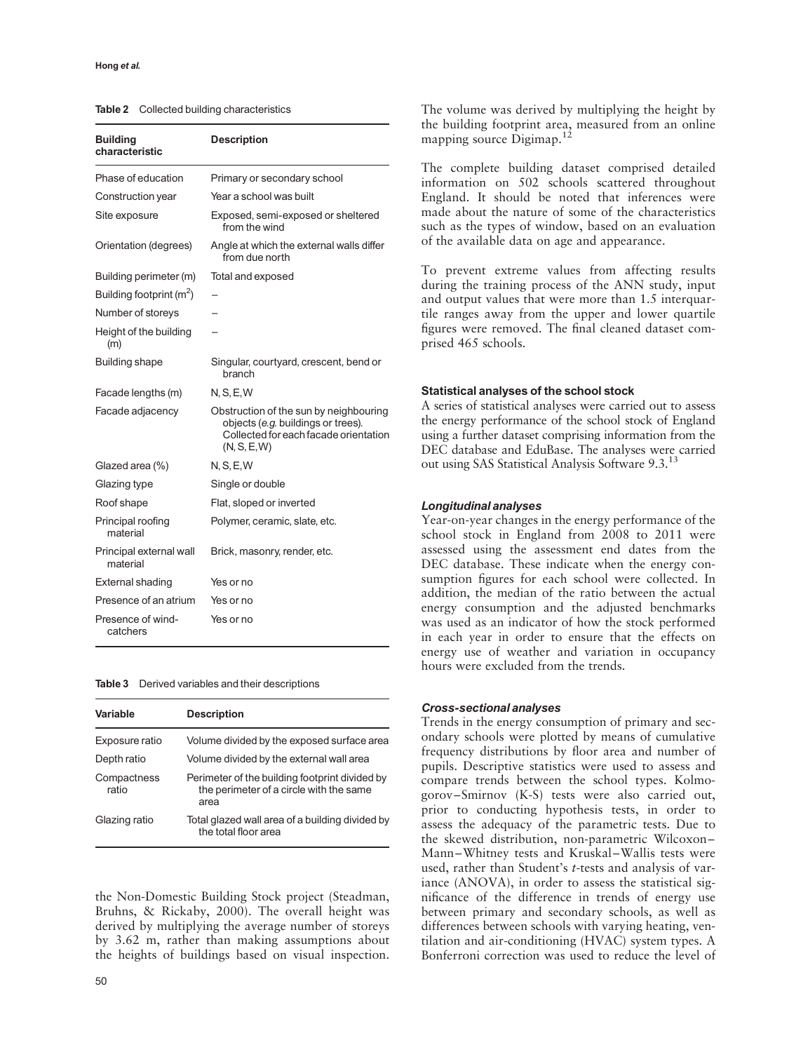**Table 2** Collected building characteristics

| Building characteristic | Description |
|---|---|
| Phase of education | Primary or secondary school |
| Construction year | Year a school was built |
| Site exposure | Exposed, semi-exposed or sheltered from the wind |
| Orientation (degrees) | Angle at which the external walls differ from due north |
| Building perimeter (m) | Total and exposed |
| Building footprint ($m^2$) | – |
| Number of storeys | – |
| Height of the building (m) | – |
| Building shape | Singular, courtyard, crescent, bend or branch |
| Facade lengths (m) | N, S, E, W |
| Facade adjacency | Obstruction of the sun by neighbouring objects (*e.g.* buildings or trees). Collected for each facade orientation (N, S, E, W) |
| Glazed area (%) | N, S, E, W |
| Glazing type | Single or double |
| Roof shape | Flat, sloped or inverted |
| Principal roofing material | Polymer, ceramic, slate, etc. |
| Principal external wall material | Brick, masonry, render, etc. |
| External shading | Yes or no |
| Presence of an atrium | Yes or no |
| Presence of wind-catchers | Yes or no |

**Table 3** Derived variables and their descriptions

| Variable | Description |
|---|---|
| Exposure ratio | Volume divided by the exposed surface area |
| Depth ratio | Volume divided by the external wall area |
| Compactness ratio | Perimeter of the building footprint divided by the perimeter of a circle with the same area |
| Glazing ratio | Total glazed wall area of a building divided by the total floor area |

the Non-Domestic Building Stock project (Steadman, Bruhns, & Rickaby, 2000). The overall height was derived by multiplying the average number of storeys by 3.62 m, rather than making assumptions about the heights of buildings based on visual inspection. The volume was derived by multiplying the height by the building footprint area, measured from an online mapping source Digimap.[12]

The complete building dataset comprised detailed information on 502 schools scattered throughout England. It should be noted that inferences were made about the nature of some of the characteristics such as the types of window, based on an evaluation of the available data on age and appearance.

To prevent extreme values from affecting results during the training process of the ANN study, input and output values that were more than 1.5 interquartile ranges away from the upper and lower quartile figures were removed. The final cleaned dataset comprised 465 schools.

### Statistical analyses of the school stock

A series of statistical analyses were carried out to assess the energy performance of the school stock of England using a further dataset comprising information from the DEC database and EduBase. The analyses were carried out using SAS Statistical Analysis Software 9.3.[13]

#### *Longitudinal analyses*

Year-on-year changes in the energy performance of the school stock in England from 2008 to 2011 were assessed using the assessment end dates from the DEC database. These indicate when the energy consumption figures for each school were collected. In addition, the median of the ratio between the actual energy consumption and the adjusted benchmarks was used as an indicator of how the stock performed in each year in order to ensure that the effects on energy use of weather and variation in occupancy hours were excluded from the trends.

#### *Cross-sectional analyses*

Trends in the energy consumption of primary and secondary schools were plotted by means of cumulative frequency distributions by floor area and number of pupils. Descriptive statistics were used to assess and compare trends between the school types. Kolmogorov–Smirnov (K-S) tests were also carried out, prior to conducting hypothesis tests, in order to assess the adequacy of the parametric tests. Due to the skewed distribution, non-parametric Wilcoxon–Mann–Whitney tests and Kruskal–Wallis tests were used, rather than Student's *t*-tests and analysis of variance (ANOVA), in order to assess the statistical significance of the difference in trends of energy use between primary and secondary schools, as well as differences between schools with varying heating, ventilation and air-conditioning (HVAC) system types. A Bonferroni correction was used to reduce the level of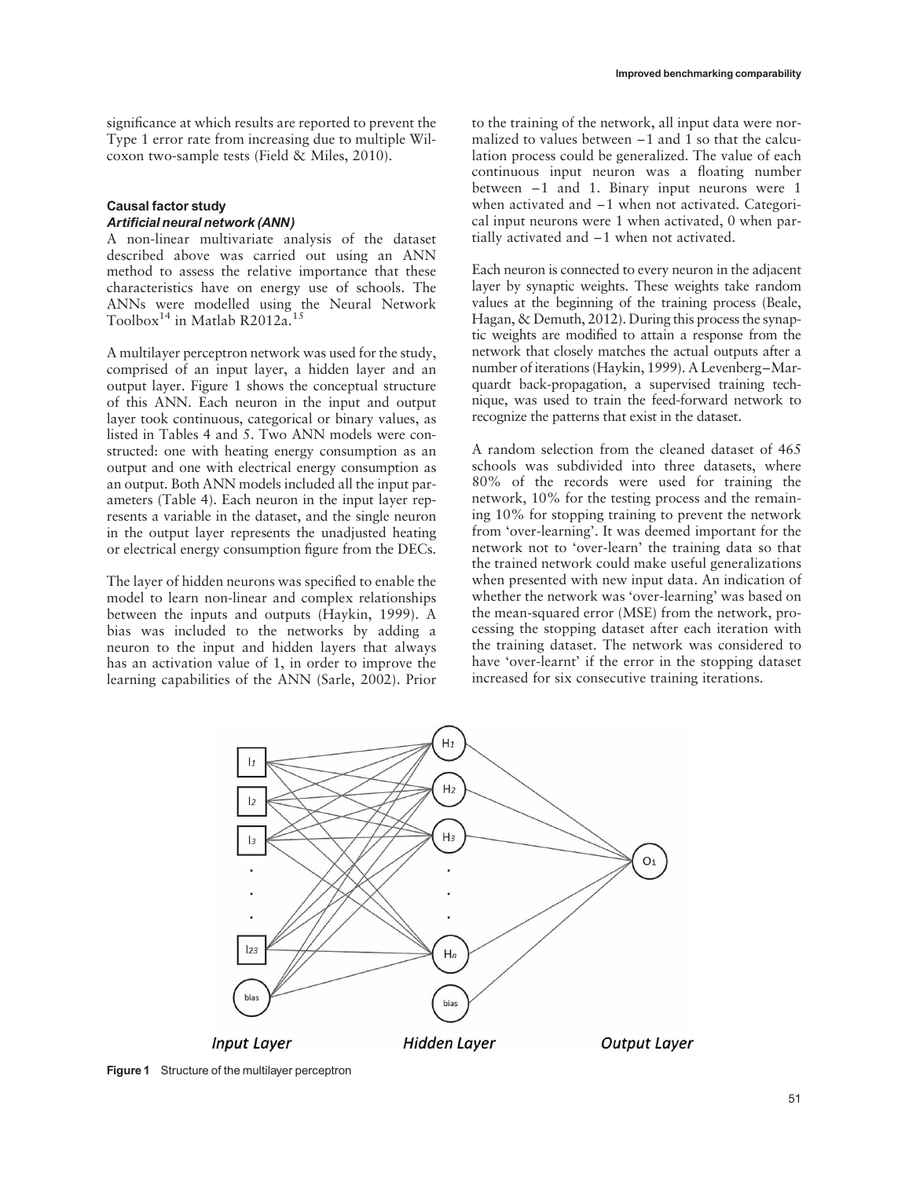significance at which results are reported to prevent the Type 1 error rate from increasing due to multiple Wilcoxon two-sample tests (Field & Miles, 2010).

### Causal factor study

#### *Artificial neural network (ANN)*

A non-linear multivariate analysis of the dataset described above was carried out using an ANN method to assess the relative importance that these characteristics have on energy use of schools. The ANNs were modelled using the Neural Network Toolbox[14] in Matlab R2012a.[15]

A multilayer perceptron network was used for the study, comprised of an input layer, a hidden layer and an output layer. Figure 1 shows the conceptual structure of this ANN. Each neuron in the input and output layer took continuous, categorical or binary values, as listed in Tables 4 and 5. Two ANN models were constructed: one with heating energy consumption as an output and one with electrical energy consumption as an output. Both ANN models included all the input parameters (Table 4). Each neuron in the input layer represents a variable in the dataset, and the single neuron in the output layer represents the unadjusted heating or electrical energy consumption figure from the DECs.

The layer of hidden neurons was specified to enable the model to learn non-linear and complex relationships between the inputs and outputs (Haykin, 1999). A bias was included to the networks by adding a neuron to the input and hidden layers that always has an activation value of 1, in order to improve the learning capabilities of the ANN (Sarle, 2002). Prior to the training of the network, all input data were normalized to values between −1 and 1 so that the calculation process could be generalized. The value of each continuous input neuron was a floating number between −1 and 1. Binary input neurons were 1 when activated and −1 when not activated. Categorical input neurons were 1 when activated, 0 when partially activated and −1 when not activated.

Each neuron is connected to every neuron in the adjacent layer by synaptic weights. These weights take random values at the beginning of the training process (Beale, Hagan, & Demuth, 2012). During this process the synaptic weights are modified to attain a response from the network that closely matches the actual outputs after a number of iterations (Haykin, 1999). A Levenberg–Marquardt back-propagation, a supervised training technique, was used to train the feed-forward network to recognize the patterns that exist in the dataset.

A random selection from the cleaned dataset of 465 schools was subdivided into three datasets, where 80% of the records were used for training the network, 10% for the testing process and the remaining 10% for stopping training to prevent the network from 'over-learning'. It was deemed important for the network not to 'over-learn' the training data so that the trained network could make useful generalizations when presented with new input data. An indication of whether the network was 'over-learning' was based on the mean-squared error (MSE) from the network, processing the stopping dataset after each iteration with the training dataset. The network was considered to have 'over-learnt' if the error in the stopping dataset increased for six consecutive training iterations.

**Figure 1** Structure of the multilayer perceptron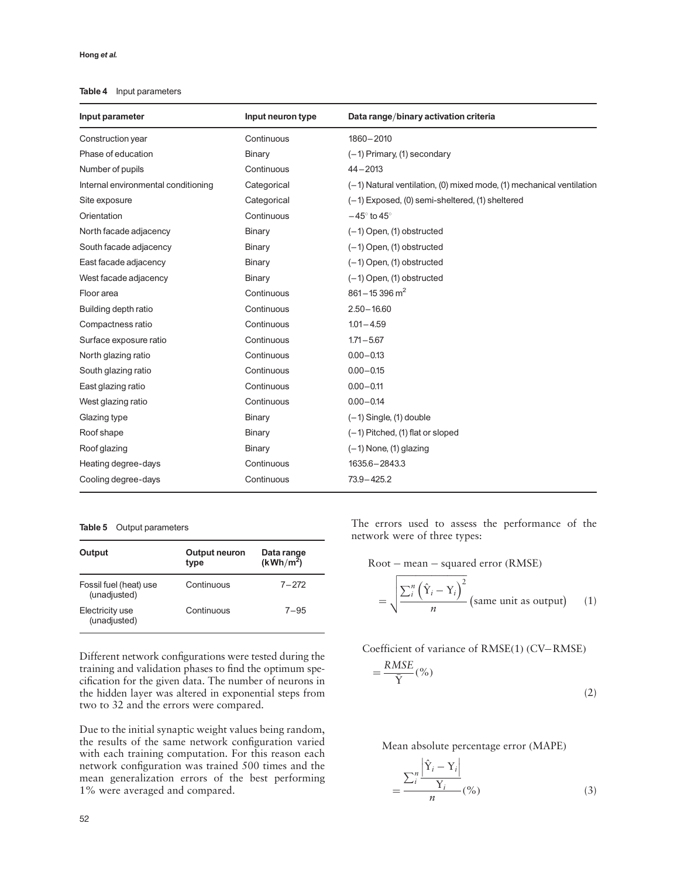**Table 4** Input parameters

| Input parameter | Input neuron type | Data range/binary activation criteria |
|---|---|---|
| Construction year | Continuous | 1860–2010 |
| Phase of education | Binary | (−1) Primary, (1) secondary |
| Number of pupils | Continuous | 44–2013 |
| Internal environmental conditioning | Categorical | (−1) Natural ventilation, (0) mixed mode, (1) mechanical ventilation |
| Site exposure | Categorical | (−1) Exposed, (0) semi-sheltered, (1) sheltered |
| Orientation | Continuous | $-45^\circ$ to $45^\circ$ |
| North facade adjacency | Binary | (−1) Open, (1) obstructed |
| South facade adjacency | Binary | (−1) Open, (1) obstructed |
| East facade adjacency | Binary | (−1) Open, (1) obstructed |
| West facade adjacency | Binary | (−1) Open, (1) obstructed |
| Floor area | Continuous | 861–15 396 $m^2$ |
| Building depth ratio | Continuous | 2.50–16.60 |
| Compactness ratio | Continuous | 1.01–4.59 |
| Surface exposure ratio | Continuous | 1.71–5.67 |
| North glazing ratio | Continuous | 0.00–0.13 |
| South glazing ratio | Continuous | 0.00–0.15 |
| East glazing ratio | Continuous | 0.00–0.11 |
| West glazing ratio | Continuous | 0.00–0.14 |
| Glazing type | Binary | (−1) Single, (1) double |
| Roof shape | Binary | (−1) Pitched, (1) flat or sloped |
| Roof glazing | Binary | (−1) None, (1) glazing |
| Heating degree-days | Continuous | 1635.6–2843.3 |
| Cooling degree-days | Continuous | 73.9–425.2 |

**Table 5** Output parameters

| Output | Output neuron type | Data range ($kWh/m^2$) |
|---|---|---|
| Fossil fuel (heat) use (unadjusted) | Continuous | 7–272 |
| Electricity use (unadjusted) | Continuous | 7–95 |

Different network configurations were tested during the training and validation phases to find the optimum specification for the given data. The number of neurons in the hidden layer was altered in exponential steps from two to 32 and the errors were compared.

Due to the initial synaptic weight values being random, the results of the same network configuration varied with each training computation. For this reason each network configuration was trained 500 times and the mean generalization errors of the best performing 1% were averaged and compared.

The errors used to assess the performance of the network were of three types:

$$\text{Root}-\text{mean}-\text{squared error (RMSE)} = \sqrt{\frac{\sum_i^n \left(\hat{Y}_i - Y_i\right)^2}{n}} \ (\text{same unit as output}) \tag{1}$$

$$\text{Coefficient of variance of RMSE(1) (CV–RMSE)} = \frac{RMSE}{\bar{Y}}(\%) \tag{2}$$

$$\text{Mean absolute percentage error (MAPE)} = \frac{\sum_i^n \frac{\left|\hat{Y}_i - Y_i\right|}{Y_i}}{n}(\%) \tag{3}$$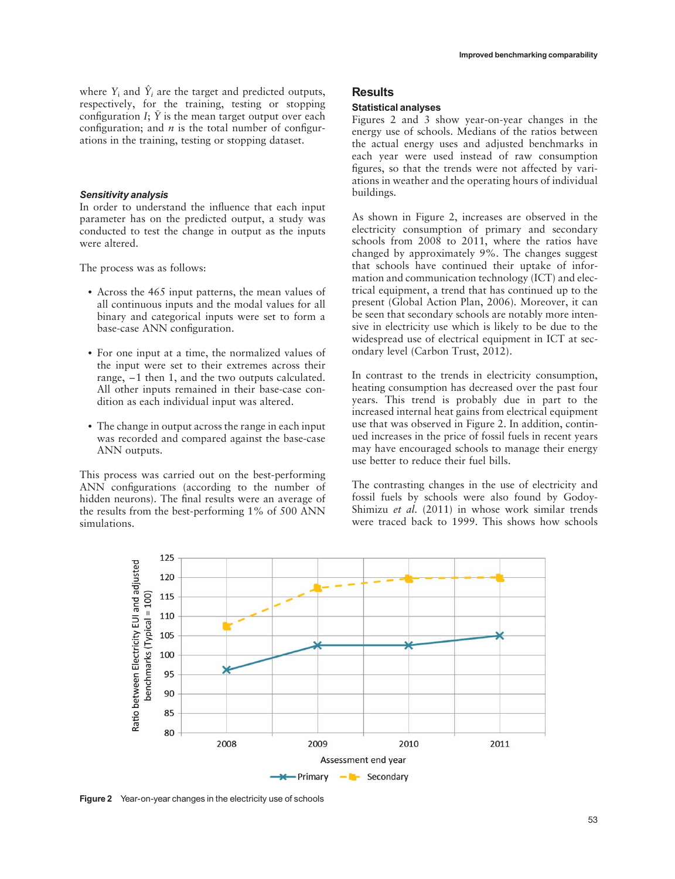where $Y_i$ and $\hat{Y}_i$ are the target and predicted outputs, respectively, for the training, testing or stopping configuration $I$; $\bar{Y}$ is the mean target output over each configuration; and $n$ is the total number of configurations in the training, testing or stopping dataset.

### *Sensitivity analysis*

In order to understand the influence that each input parameter has on the predicted output, a study was conducted to test the change in output as the inputs were altered.

The process was as follows:

- Across the 465 input patterns, the mean values of all continuous inputs and the modal values for all binary and categorical inputs were set to form a base-case ANN configuration.
- For one input at a time, the normalized values of the input were set to their extremes across their range, –1 then 1, and the two outputs calculated. All other inputs remained in their base-case condition as each individual input was altered.
- The change in output across the range in each input was recorded and compared against the base-case ANN outputs.

This process was carried out on the best-performing ANN configurations (according to the number of hidden neurons). The final results were an average of the results from the best-performing 1% of 500 ANN simulations.

## Results

### Statistical analyses

Figures 2 and 3 show year-on-year changes in the energy use of schools. Medians of the ratios between the actual energy uses and adjusted benchmarks in each year were used instead of raw consumption figures, so that the trends were not affected by variations in weather and the operating hours of individual buildings.

As shown in Figure 2, increases are observed in the electricity consumption of primary and secondary schools from 2008 to 2011, where the ratios have changed by approximately 9%. The changes suggest that schools have continued their uptake of information and communication technology (ICT) and electrical equipment, a trend that has continued up to the present (Global Action Plan, 2006). Moreover, it can be seen that secondary schools are notably more intensive in electricity use which is likely to be due to the widespread use of electrical equipment in ICT at secondary level (Carbon Trust, 2012).

In contrast to the trends in electricity consumption, heating consumption has decreased over the past four years. This trend is probably due in part to the increased internal heat gains from electrical equipment use that was observed in Figure 2. In addition, continued increases in the price of fossil fuels in recent years may have encouraged schools to manage their energy use better to reduce their fuel bills.

The contrasting changes in the use of electricity and fossil fuels by schools were also found by Godoy-Shimizu *et al.* (2011) in whose work similar trends were traced back to 1999. This shows how schools

Figure 2 Year-on-year changes in the electricity use of schools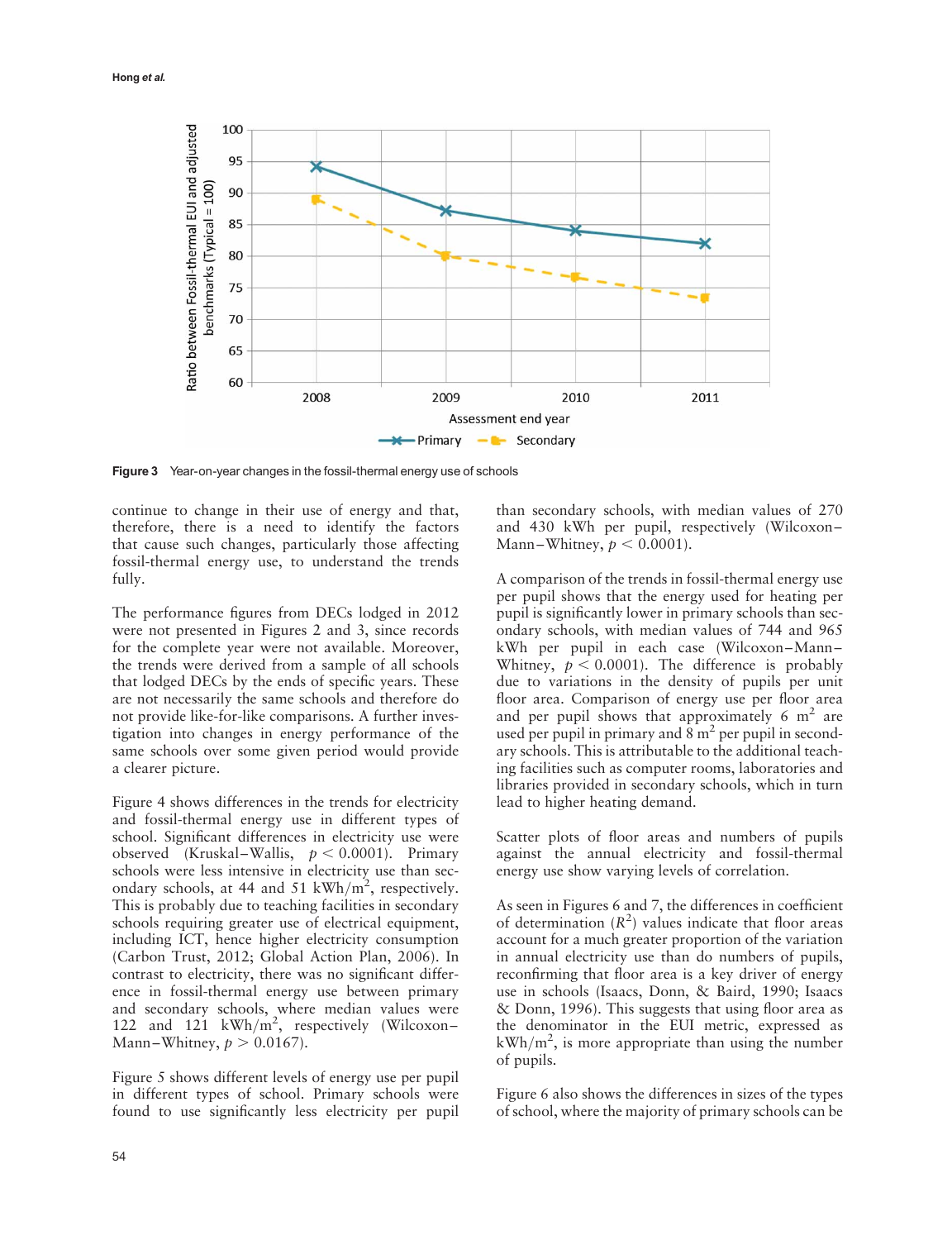**Figure 3** Year-on-year changes in the fossil-thermal energy use of schools

continue to change in their use of energy and that, therefore, there is a need to identify the factors that cause such changes, particularly those affecting fossil-thermal energy use, to understand the trends fully.

The performance figures from DECs lodged in 2012 were not presented in Figures 2 and 3, since records for the complete year were not available. Moreover, the trends were derived from a sample of all schools that lodged DECs by the ends of specific years. These are not necessarily the same schools and therefore do not provide like-for-like comparisons. A further investigation into changes in energy performance of the same schools over some given period would provide a clearer picture.

Figure 4 shows differences in the trends for electricity and fossil-thermal energy use in different types of school. Significant differences in electricity use were observed (Kruskal–Wallis, $p < 0.0001$). Primary schools were less intensive in electricity use than secondary schools, at 44 and 51 kWh/m$^2$, respectively. This is probably due to teaching facilities in secondary schools requiring greater use of electrical equipment, including ICT, hence higher electricity consumption (Carbon Trust, 2012; Global Action Plan, 2006). In contrast to electricity, there was no significant difference in fossil-thermal energy use between primary and secondary schools, where median values were 122 and 121 kWh/m$^2$, respectively (Wilcoxon–Mann–Whitney, $p > 0.0167$).

Figure 5 shows different levels of energy use per pupil in different types of school. Primary schools were found to use significantly less electricity per pupil than secondary schools, with median values of 270 and 430 kWh per pupil, respectively (Wilcoxon–Mann–Whitney, $p < 0.0001$).

A comparison of the trends in fossil-thermal energy use per pupil shows that the energy used for heating per pupil is significantly lower in primary schools than secondary schools, with median values of 744 and 965 kWh per pupil in each case (Wilcoxon–Mann–Whitney, $p < 0.0001$). The difference is probably due to variations in the density of pupils per unit floor area. Comparison of energy use per floor area and per pupil shows that approximately 6 m$^2$ are used per pupil in primary and 8 m$^2$ per pupil in secondary schools. This is attributable to the additional teaching facilities such as computer rooms, laboratories and libraries provided in secondary schools, which in turn lead to higher heating demand.

Scatter plots of floor areas and numbers of pupils against the annual electricity and fossil-thermal energy use show varying levels of correlation.

As seen in Figures 6 and 7, the differences in coefficient of determination ($R^2$) values indicate that floor areas account for a much greater proportion of the variation in annual electricity use than do numbers of pupils, reconfirming that floor area is a key driver of energy use in schools (Isaacs, Donn, & Baird, 1990; Isaacs & Donn, 1996). This suggests that using floor area as the denominator in the EUI metric, expressed as kWh/m$^2$, is more appropriate than using the number of pupils.

Figure 6 also shows the differences in sizes of the types of school, where the majority of primary schools can be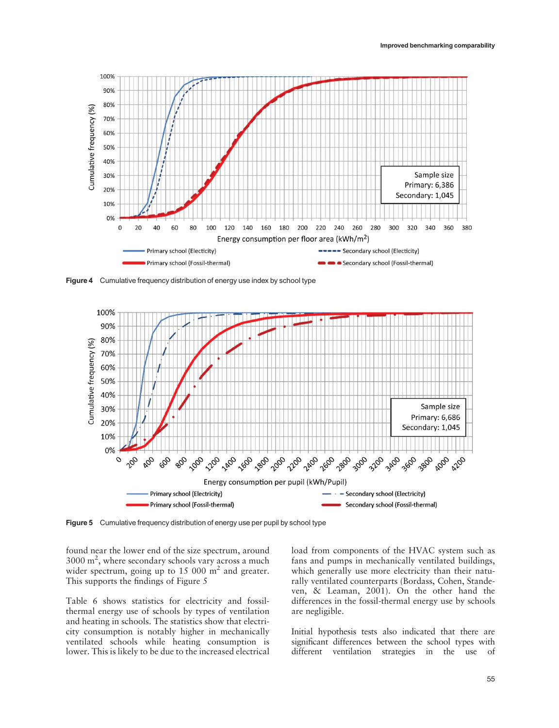Figure 4 Cumulative frequency distribution of energy use index by school type

Figure 5 Cumulative frequency distribution of energy use per pupil by school type

found near the lower end of the size spectrum, around 3000 m$^2$, where secondary schools vary across a much wider spectrum, going up to 15 000 m$^2$ and greater. This supports the findings of Figure 5

Table 6 shows statistics for electricity and fossil-thermal energy use of schools by types of ventilation and heating in schools. The statistics show that electricity consumption is notably higher in mechanically ventilated schools while heating consumption is lower. This is likely to be due to the increased electrical load from components of the HVAC system such as fans and pumps in mechanically ventilated buildings, which generally use more electricity than their naturally ventilated counterparts (Bordass, Cohen, Standeven, & Leaman, 2001). On the other hand the differences in the fossil-thermal energy use by schools are negligible.

Initial hypothesis tests also indicated that there are significant differences between the school types with different ventilation strategies in the use of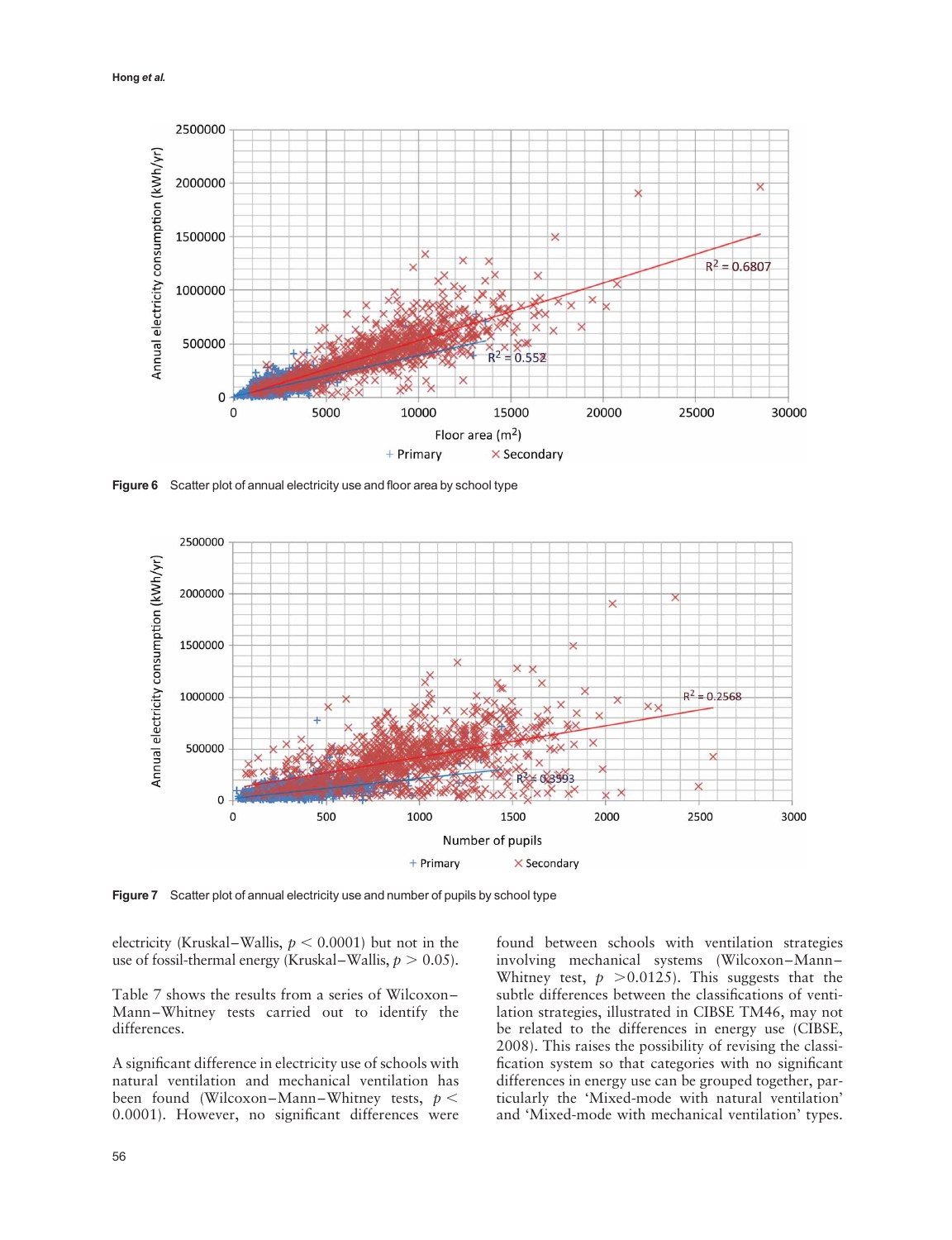Figure 6 Scatter plot of annual electricity use and floor area by school type

Figure 7 Scatter plot of annual electricity use and number of pupils by school type

electricity (Kruskal–Wallis, $p < 0.0001$) but not in the use of fossil-thermal energy (Kruskal–Wallis, $p > 0.05$).

Table 7 shows the results from a series of Wilcoxon–Mann–Whitney tests carried out to identify the differences.

A significant difference in electricity use of schools with natural ventilation and mechanical ventilation has been found (Wilcoxon–Mann–Whitney tests, $p < 0.0001$). However, no significant differences were found between schools with ventilation strategies involving mechanical systems (Wilcoxon–Mann–Whitney test, $p > 0.0125$). This suggests that the subtle differences between the classifications of ventilation strategies, illustrated in CIBSE TM46, may not be related to the differences in energy use (CIBSE, 2008). This raises the possibility of revising the classification system so that categories with no significant differences in energy use can be grouped together, particularly the 'Mixed-mode with natural ventilation' and 'Mixed-mode with mechanical ventilation' types.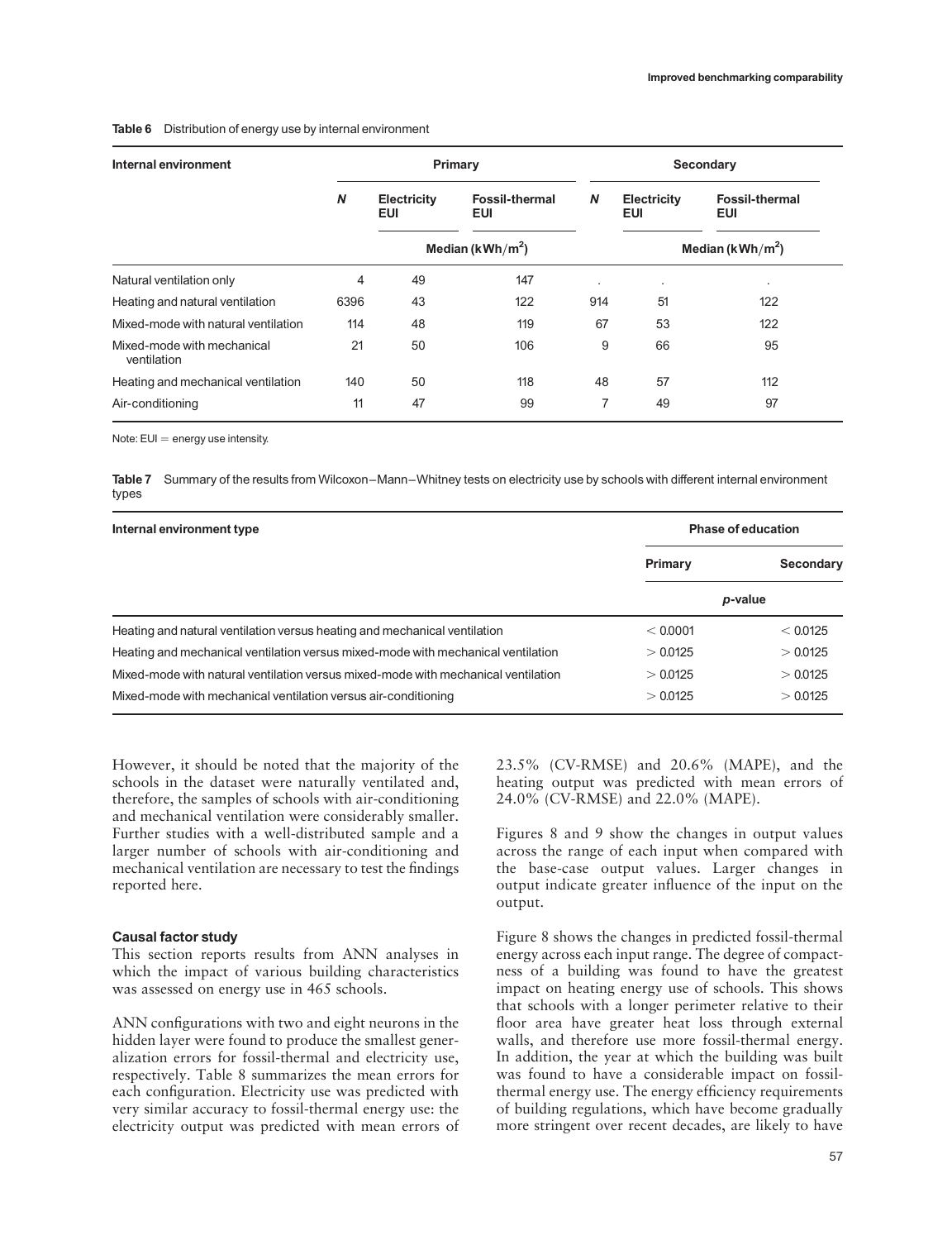**Table 6** Distribution of energy use by internal environment

| Internal environment | Primary | | | Secondary | | |
|---|---|---|---|---|---|---|
| | *N* | Electricity EUI | Fossil-thermal EUI | *N* | Electricity EUI | Fossil-thermal EUI |
| | | Median (kWh/m$^2$) | | | Median (kWh/m$^2$) | |
| Natural ventilation only | 4 | 49 | 147 | . | . | . |
| Heating and natural ventilation | 6396 | 43 | 122 | 914 | 51 | 122 |
| Mixed-mode with natural ventilation | 114 | 48 | 119 | 67 | 53 | 122 |
| Mixed-mode with mechanical ventilation | 21 | 50 | 106 | 9 | 66 | 95 |
| Heating and mechanical ventilation | 140 | 50 | 118 | 48 | 57 | 112 |
| Air-conditioning | 11 | 47 | 99 | 7 | 49 | 97 |

Note: EUI = energy use intensity.

**Table 7** Summary of the results from Wilcoxon–Mann–Whitney tests on electricity use by schools with different internal environment types

| Internal environment type | Phase of education | |
|---|---|---|
| | Primary | Secondary |
| | *p*-value | |
| Heating and natural ventilation versus heating and mechanical ventilation | < 0.0001 | < 0.0125 |
| Heating and mechanical ventilation versus mixed-mode with mechanical ventilation | > 0.0125 | > 0.0125 |
| Mixed-mode with natural ventilation versus mixed-mode with mechanical ventilation | > 0.0125 | > 0.0125 |
| Mixed-mode with mechanical ventilation versus air-conditioning | > 0.0125 | > 0.0125 |

However, it should be noted that the majority of the schools in the dataset were naturally ventilated and, therefore, the samples of schools with air-conditioning and mechanical ventilation were considerably smaller. Further studies with a well-distributed sample and a larger number of schools with air-conditioning and mechanical ventilation are necessary to test the findings reported here.

### Causal factor study

This section reports results from ANN analyses in which the impact of various building characteristics was assessed on energy use in 465 schools.

ANN configurations with two and eight neurons in the hidden layer were found to produce the smallest generalization errors for fossil-thermal and electricity use, respectively. Table 8 summarizes the mean errors for each configuration. Electricity use was predicted with very similar accuracy to fossil-thermal energy use: the electricity output was predicted with mean errors of 23.5% (CV-RMSE) and 20.6% (MAPE), and the heating output was predicted with mean errors of 24.0% (CV-RMSE) and 22.0% (MAPE).

Figures 8 and 9 show the changes in output values across the range of each input when compared with the base-case output values. Larger changes in output indicate greater influence of the input on the output.

Figure 8 shows the changes in predicted fossil-thermal energy across each input range. The degree of compactness of a building was found to have the greatest impact on heating energy use of schools. This shows that schools with a longer perimeter relative to their floor area have greater heat loss through external walls, and therefore use more fossil-thermal energy. In addition, the year at which the building was built was found to have a considerable impact on fossil-thermal energy use. The energy efficiency requirements of building regulations, which have become gradually more stringent over recent decades, are likely to have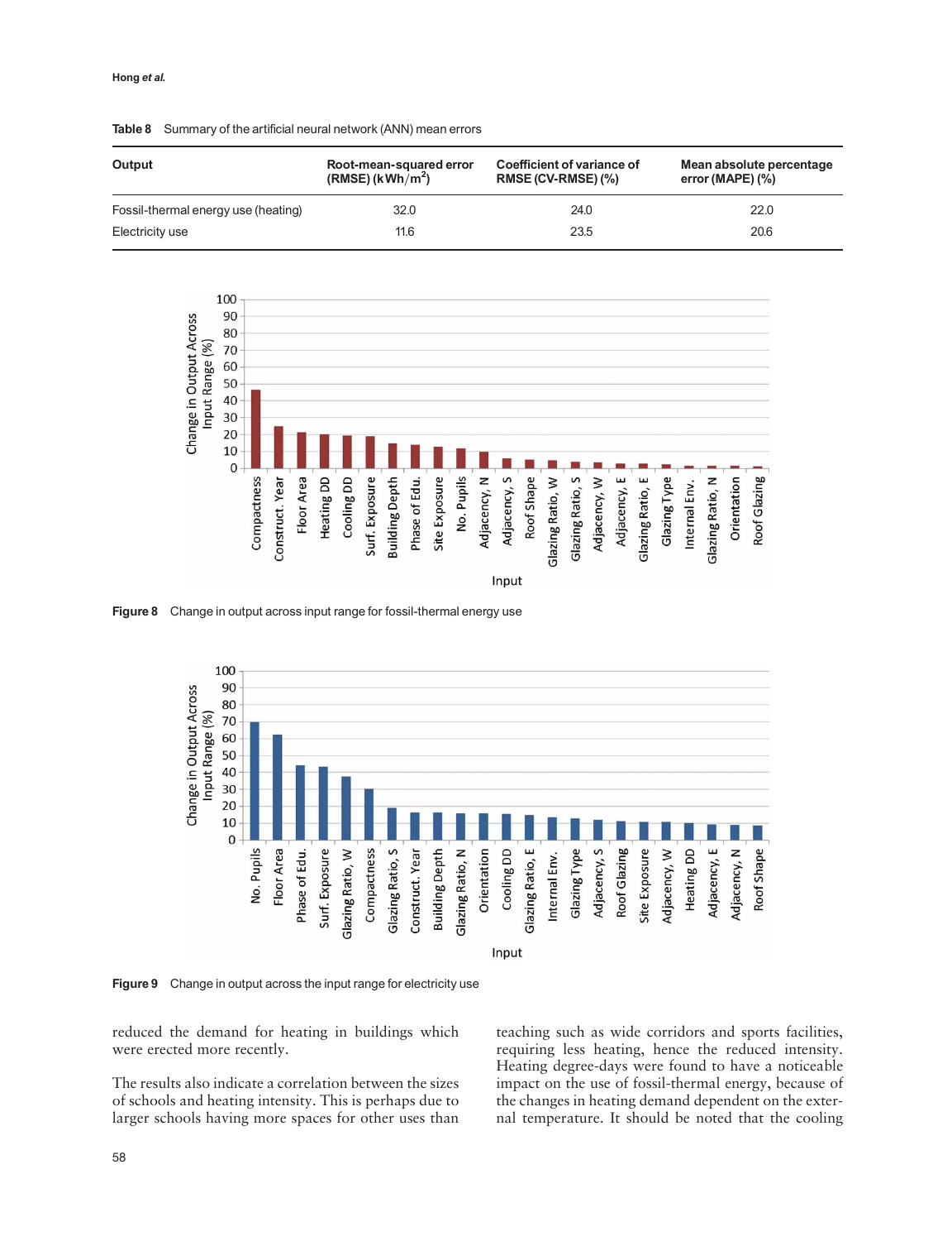**Table 8** Summary of the artificial neural network (ANN) mean errors

| Output | Root-mean-squared error (RMSE) (kWh/m$^2$) | Coefficient of variance of RMSE (CV-RMSE) (%) | Mean absolute percentage error (MAPE) (%) |
|---|---|---|---|
| Fossil-thermal energy use (heating) | 32.0 | 24.0 | 22.0 |
| Electricity use | 11.6 | 23.5 | 20.6 |

**Figure 8** Change in output across input range for fossil-thermal energy use

**Figure 9** Change in output across the input range for electricity use

reduced the demand for heating in buildings which were erected more recently.

The results also indicate a correlation between the sizes of schools and heating intensity. This is perhaps due to larger schools having more spaces for other uses than teaching such as wide corridors and sports facilities, requiring less heating, hence the reduced intensity. Heating degree-days were found to have a noticeable impact on the use of fossil-thermal energy, because of the changes in heating demand dependent on the external temperature. It should be noted that the cooling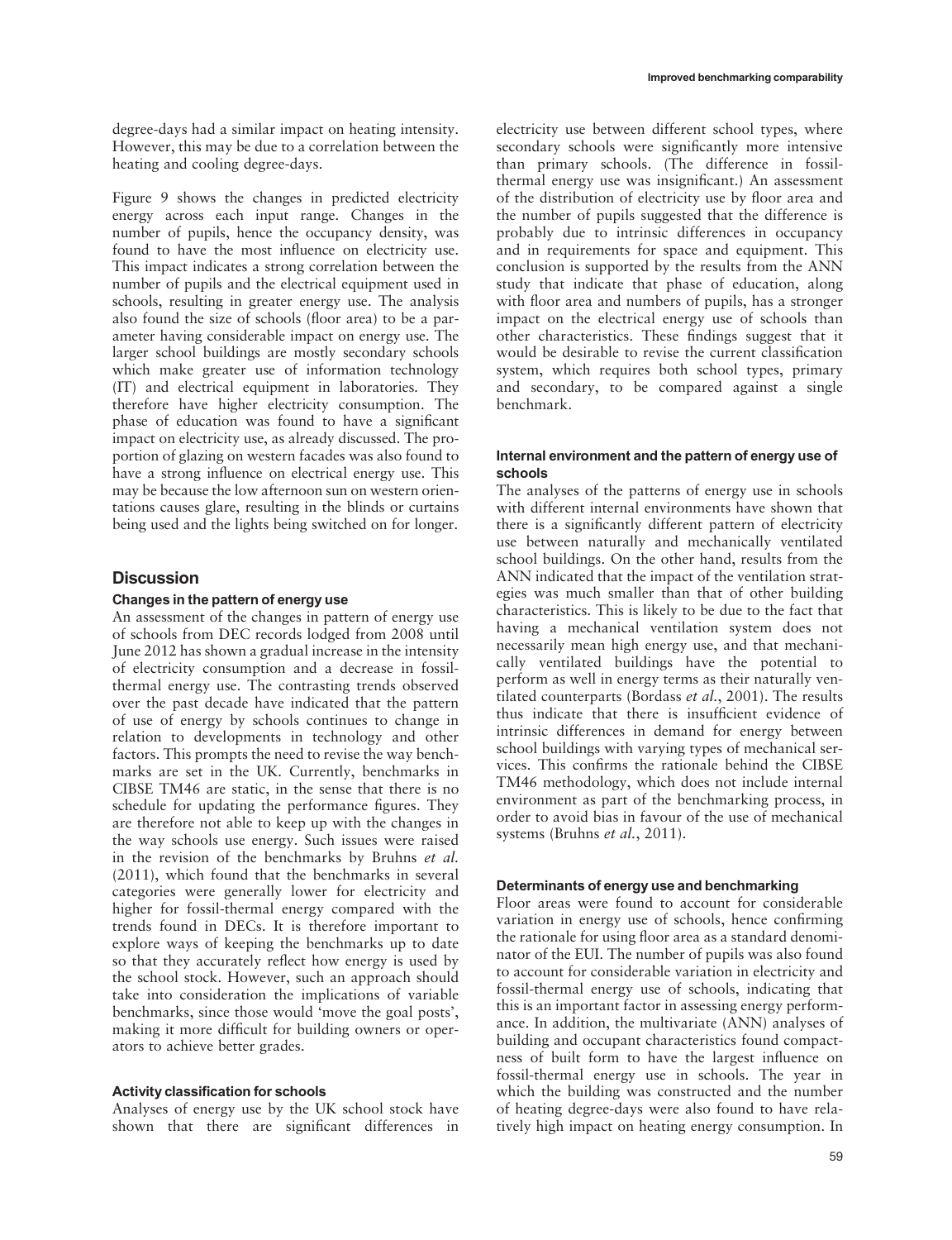degree-days had a similar impact on heating intensity. However, this may be due to a correlation between the heating and cooling degree-days.

Figure 9 shows the changes in predicted electricity energy across each input range. Changes in the number of pupils, hence the occupancy density, was found to have the most influence on electricity use. This impact indicates a strong correlation between the number of pupils and the electrical equipment used in schools, resulting in greater energy use. The analysis also found the size of schools (floor area) to be a parameter having considerable impact on energy use. The larger school buildings are mostly secondary schools which make greater use of information technology (IT) and electrical equipment in laboratories. They therefore have higher electricity consumption. The phase of education was found to have a significant impact on electricity use, as already discussed. The proportion of glazing on western facades was also found to have a strong influence on electrical energy use. This may be because the low afternoon sun on western orientations causes glare, resulting in the blinds or curtains being used and the lights being switched on for longer.

## Discussion

### Changes in the pattern of energy use

An assessment of the changes in pattern of energy use of schools from DEC records lodged from 2008 until June 2012 has shown a gradual increase in the intensity of electricity consumption and a decrease in fossil-thermal energy use. The contrasting trends observed over the past decade have indicated that the pattern of use of energy by schools continues to change in relation to developments in technology and other factors. This prompts the need to revise the way benchmarks are set in the UK. Currently, benchmarks in CIBSE TM46 are static, in the sense that there is no schedule for updating the performance figures. They are therefore not able to keep up with the changes in the way schools use energy. Such issues were raised in the revision of the benchmarks by Bruhns *et al.* (2011), which found that the benchmarks in several categories were generally lower for electricity and higher for fossil-thermal energy compared with the trends found in DECs. It is therefore important to explore ways of keeping the benchmarks up to date so that they accurately reflect how energy is used by the school stock. However, such an approach should take into consideration the implications of variable benchmarks, since those would 'move the goal posts', making it more difficult for building owners or operators to achieve better grades.

### Activity classification for schools

Analyses of energy use by the UK school stock have shown that there are significant differences in electricity use between different school types, where secondary schools were significantly more intensive than primary schools. (The difference in fossil-thermal energy use was insignificant.) An assessment of the distribution of electricity use by floor area and the number of pupils suggested that the difference is probably due to intrinsic differences in occupancy and in requirements for space and equipment. This conclusion is supported by the results from the ANN study that indicate that phase of education, along with floor area and numbers of pupils, has a stronger impact on the electrical energy use of schools than other characteristics. These findings suggest that it would be desirable to revise the current classification system, which requires both school types, primary and secondary, to be compared against a single benchmark.

### Internal environment and the pattern of energy use of schools

The analyses of the patterns of energy use in schools with different internal environments have shown that there is a significantly different pattern of electricity use between naturally and mechanically ventilated school buildings. On the other hand, results from the ANN indicated that the impact of the ventilation strategies was much smaller than that of other building characteristics. This is likely to be due to the fact that having a mechanical ventilation system does not necessarily mean high energy use, and that mechanically ventilated buildings have the potential to perform as well in energy terms as their naturally ventilated counterparts (Bordass *et al.*, 2001). The results thus indicate that there is insufficient evidence of intrinsic differences in demand for energy between school buildings with varying types of mechanical services. This confirms the rationale behind the CIBSE TM46 methodology, which does not include internal environment as part of the benchmarking process, in order to avoid bias in favour of the use of mechanical systems (Bruhns *et al.*, 2011).

### Determinants of energy use and benchmarking

Floor areas were found to account for considerable variation in energy use of schools, hence confirming the rationale for using floor area as a standard denominator of the EUI. The number of pupils was also found to account for considerable variation in electricity and fossil-thermal energy use of schools, indicating that this is an important factor in assessing energy performance. In addition, the multivariate (ANN) analyses of building and occupant characteristics found compactness of built form to have the largest influence on fossil-thermal energy use in schools. The year in which the building was constructed and the number of heating degree-days were also found to have relatively high impact on heating energy consumption. In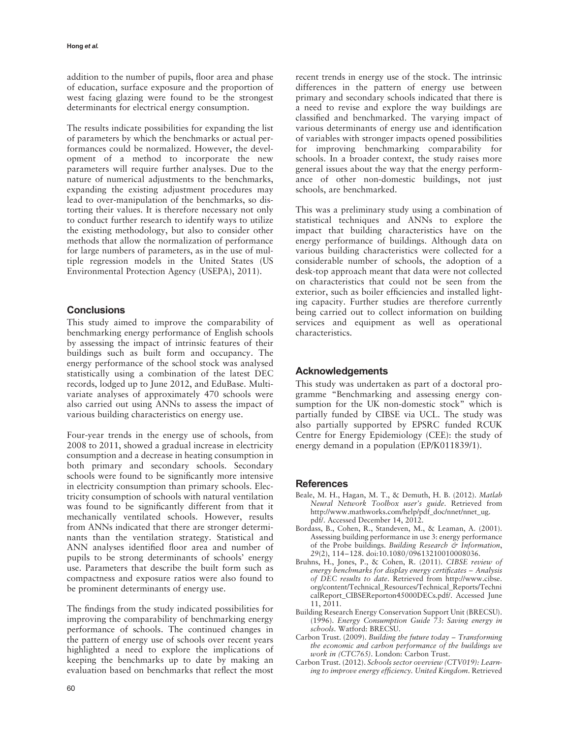addition to the number of pupils, floor area and phase of education, surface exposure and the proportion of west facing glazing were found to be the strongest determinants for electrical energy consumption.

The results indicate possibilities for expanding the list of parameters by which the benchmarks or actual performances could be normalized. However, the development of a method to incorporate the new parameters will require further analyses. Due to the nature of numerical adjustments to the benchmarks, expanding the existing adjustment procedures may lead to over-manipulation of the benchmarks, so distorting their values. It is therefore necessary not only to conduct further research to identify ways to utilize the existing methodology, but also to consider other methods that allow the normalization of performance for large numbers of parameters, as in the use of multiple regression models in the United States (US Environmental Protection Agency (USEPA), 2011).

## Conclusions

This study aimed to improve the comparability of benchmarking energy performance of English schools by assessing the impact of intrinsic features of their buildings such as built form and occupancy. The energy performance of the school stock was analysed statistically using a combination of the latest DEC records, lodged up to June 2012, and EduBase. Multivariate analyses of approximately 470 schools were also carried out using ANNs to assess the impact of various building characteristics on energy use.

Four-year trends in the energy use of schools, from 2008 to 2011, showed a gradual increase in electricity consumption and a decrease in heating consumption in both primary and secondary schools. Secondary schools were found to be significantly more intensive in electricity consumption than primary schools. Electricity consumption of schools with natural ventilation was found to be significantly different from that it mechanically ventilated schools. However, results from ANNs indicated that there are stronger determinants than the ventilation strategy. Statistical and ANN analyses identified floor area and number of pupils to be strong determinants of schools' energy use. Parameters that describe the built form such as compactness and exposure ratios were also found to be prominent determinants of energy use.

The findings from the study indicated possibilities for improving the comparability of benchmarking energy performance of schools. The continued changes in the pattern of energy use of schools over recent years highlighted a need to explore the implications of keeping the benchmarks up to date by making an evaluation based on benchmarks that reflect the most recent trends in energy use of the stock. The intrinsic differences in the pattern of energy use between primary and secondary schools indicated that there is a need to revise and explore the way buildings are classified and benchmarked. The varying impact of various determinants of energy use and identification of variables with stronger impacts opened possibilities for improving benchmarking comparability for schools. In a broader context, the study raises more general issues about the way that the energy performance of other non-domestic buildings, not just schools, are benchmarked.

This was a preliminary study using a combination of statistical techniques and ANNs to explore the impact that building characteristics have on the energy performance of buildings. Although data on various building characteristics were collected for a considerable number of schools, the adoption of a desk-top approach meant that data were not collected on characteristics that could not be seen from the exterior, such as boiler efficiencies and installed lighting capacity. Further studies are therefore currently being carried out to collect information on building services and equipment as well as operational characteristics.

## Acknowledgements

This study was undertaken as part of a doctoral programme "Benchmarking and assessing energy consumption for the UK non-domestic stock" which is partially funded by CIBSE via UCL. The study was also partially supported by EPSRC funded RCUK Centre for Energy Epidemiology (CEE): the study of energy demand in a population (EP/K011839/1).

## References

Beale, M. H., Hagan, M. T., & Demuth, H. B. (2012). *Matlab Neural Network Toolbox user's guide*. Retrieved from http://www.mathworks.com/help/pdf_doc/nnet/nnet_ug.pdf/. Accessed December 14, 2012.

Bordass, B., Cohen, R., Standeven, M., & Leaman, A. (2001). Assessing building performance in use 3: energy performance of the Probe buildings. *Building Research & Information*, *29*(2), 114–128. doi:10.1080/09613210010008036.

Bruhns, H., Jones, P., & Cohen, R. (2011). *CIBSE review of energy benchmarks for display energy certificates – Analysis of DEC results to date*. Retrieved from http://www.cibse.org/content/Technical_Resources/Technical_Reports/TechnicalReport_CIBSEReporton45000DECs.pdf/. Accessed June 11, 2011.

Building Research Energy Conservation Support Unit (BRECSU). (1996). *Energy Consumption Guide 73: Saving energy in schools*. Watford: BRECSU.

Carbon Trust. (2009). *Building the future today – Transforming the economic and carbon performance of the buildings we work in (CTC765)*. London: Carbon Trust.

Carbon Trust. (2012). *Schools sector overview (CTV019): Learning to improve energy efficiency. United Kingdom*. Retrieved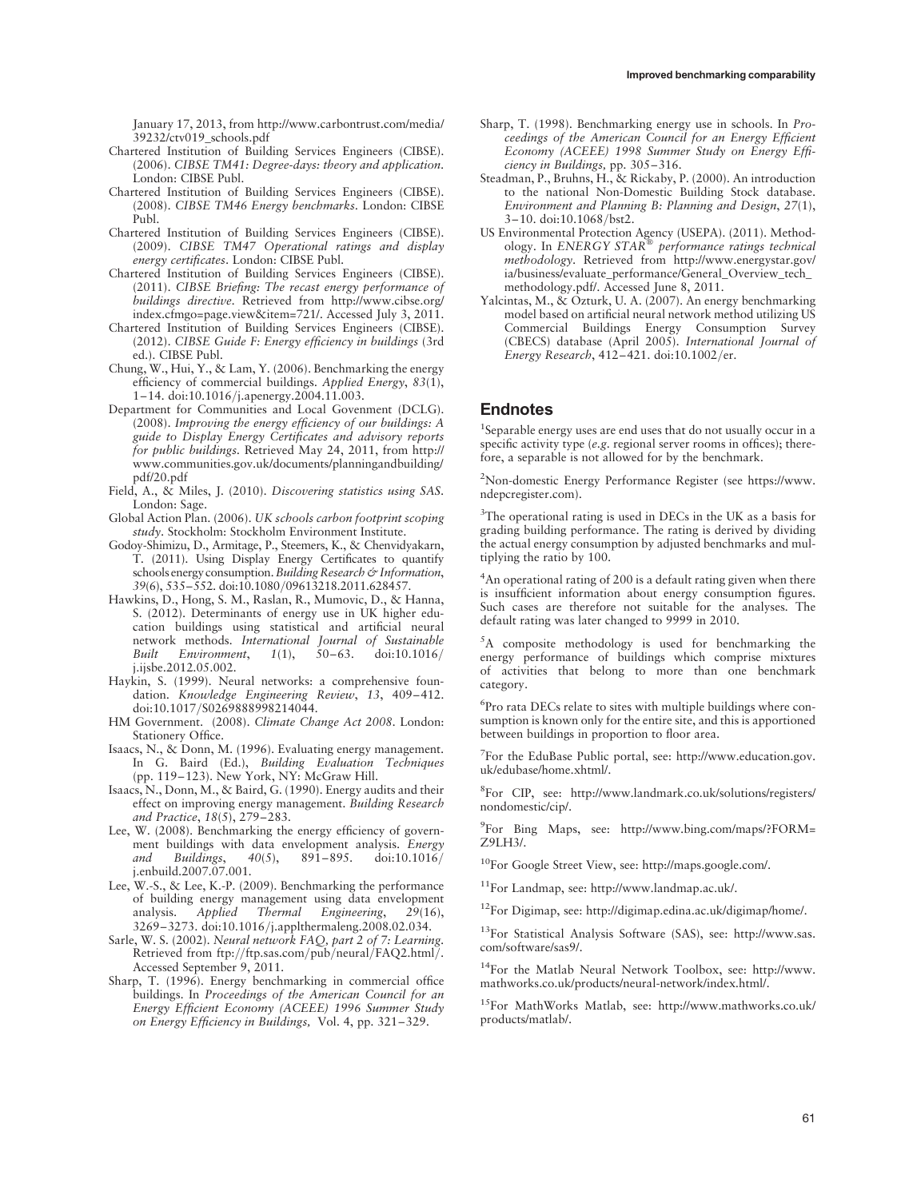January 17, 2013, from http://www.carbontrust.com/media/39232/ctv019_schools.pdf

Chartered Institution of Building Services Engineers (CIBSE). (2006). *CIBSE TM41: Degree-days: theory and application*. London: CIBSE Publ.

Chartered Institution of Building Services Engineers (CIBSE). (2008). *CIBSE TM46 Energy benchmarks*. London: CIBSE Publ.

Chartered Institution of Building Services Engineers (CIBSE). (2009). *CIBSE TM47 Operational ratings and display energy certificates*. London: CIBSE Publ.

Chartered Institution of Building Services Engineers (CIBSE). (2011). *CIBSE Briefing: The recast energy performance of buildings directive*. Retrieved from http://www.cibse.org/index.cfmgo=page.view&item=721/. Accessed July 3, 2011.

Chartered Institution of Building Services Engineers (CIBSE). (2012). *CIBSE Guide F: Energy efficiency in buildings* (3rd ed.). CIBSE Publ.

Chung, W., Hui, Y., & Lam, Y. (2006). Benchmarking the energy efficiency of commercial buildings. *Applied Energy*, *83*(1), 1–14. doi:10.1016/j.apenergy.2004.11.003.

Department for Communities and Local Govenment (DCLG). (2008). *Improving the energy efficiency of our buildings: A guide to Display Energy Certificates and advisory reports for public buildings*. Retrieved May 24, 2011, from http://www.communities.gov.uk/documents/planningandbuilding/pdf/20.pdf

Field, A., & Miles, J. (2010). *Discovering statistics using SAS*. London: Sage.

Global Action Plan. (2006). *UK schools carbon footprint scoping study*. Stockholm: Stockholm Environment Institute.

Godoy-Shimizu, D., Armitage, P., Steemers, K., & Chenvidyakarn, T. (2011). Using Display Energy Certificates to quantify schools energy consumption. *Building Research & Information*, *39*(6), 535–552. doi:10.1080/09613218.2011.628457.

Hawkins, D., Hong, S. M., Raslan, R., Mumovic, D., & Hanna, S. (2012). Determinants of energy use in UK higher education buildings using statistical and artificial neural network methods. *International Journal of Sustainable Built Environment*, *1*(1), 50–63. doi:10.1016/j.ijsbe.2012.05.002.

Haykin, S. (1999). Neural networks: a comprehensive foundation. *Knowledge Engineering Review*, *13*, 409–412. doi:10.1017/S0269888998214044.

HM Government. (2008). *Climate Change Act 2008*. London: Stationery Office.

Isaacs, N., & Donn, M. (1996). Evaluating energy management. In G. Baird (Ed.), *Building Evaluation Techniques* (pp. 119–123). New York, NY: McGraw Hill.

Isaacs, N., Donn, M., & Baird, G. (1990). Energy audits and their effect on improving energy management. *Building Research and Practice*, *18*(5), 279–283.

Lee, W. (2008). Benchmarking the energy efficiency of government buildings with data envelopment analysis. *Energy and Buildings*, *40*(5), 891–895. doi:10.1016/j.enbuild.2007.07.001.

Lee, W.-S., & Lee, K.-P. (2009). Benchmarking the performance of building energy management using data envelopment analysis. *Applied Thermal Engineering*, *29*(16), 3269–3273. doi:10.1016/j.applthermaleng.2008.02.034.

Sarle, W. S. (2002). *Neural network FAQ, part 2 of 7: Learning*. Retrieved from ftp://ftp.sas.com/pub/neural/FAQ2.html/. Accessed September 9, 2011.

Sharp, T. (1996). Energy benchmarking in commercial office buildings. In *Proceedings of the American Council for an Energy Efficient Economy (ACEEE) 1996 Summer Study on Energy Efficiency in Buildings,* Vol. 4, pp. 321–329.

Sharp, T. (1998). Benchmarking energy use in schools. In *Proceedings of the American Council for an Energy Efficient Economy (ACEEE) 1998 Summer Study on Energy Efficiency in Buildings,* pp. 305–316.

Steadman, P., Bruhns, H., & Rickaby, P. (2000). An introduction to the national Non-Domestic Building Stock database. *Environment and Planning B: Planning and Design*, *27*(1), 3–10. doi:10.1068/bst2.

US Environmental Protection Agency (USEPA). (2011). Methodology. In *ENERGY STAR® performance ratings technical methodology*. Retrieved from http://www.energystar.gov/ia/business/evaluate_performance/General_Overview_tech_methodology.pdf/. Accessed June 8, 2011.

Yalcintas, M., & Ozturk, U. A. (2007). An energy benchmarking model based on artificial neural network method utilizing US Commercial Buildings Energy Consumption Survey (CBECS) database (April 2005). *International Journal of Energy Research*, 412–421. doi:10.1002/er.

## Endnotes

[1]Separable energy uses are end uses that do not usually occur in a specific activity type (*e.g.* regional server rooms in offices); therefore, a separable is not allowed for by the benchmark.

[2]Non-domestic Energy Performance Register (see https://www.ndepcregister.com).

[3]The operational rating is used in DECs in the UK as a basis for grading building performance. The rating is derived by dividing the actual energy consumption by adjusted benchmarks and multiplying the ratio by 100.

[4]An operational rating of 200 is a default rating given when there is insufficient information about energy consumption figures. Such cases are therefore not suitable for the analyses. The default rating was later changed to 9999 in 2010.

[5]A composite methodology is used for benchmarking the energy performance of buildings which comprise mixtures of activities that belong to more than one benchmark category.

[6]Pro rata DECs relate to sites with multiple buildings where consumption is known only for the entire site, and this is apportioned between buildings in proportion to floor area.

[7]For the EduBase Public portal, see: http://www.education.gov.uk/edubase/home.xhtml/.

[8]For CIP, see: http://www.landmark.co.uk/solutions/registers/nondomestic/cip/.

[9]For Bing Maps, see: http://www.bing.com/maps/?FORM=Z9LH3/.

[10]For Google Street View, see: http://maps.google.com/.

[11]For Landmap, see: http://www.landmap.ac.uk/.

[12]For Digimap, see: http://digimap.edina.ac.uk/digimap/home/.

[13]For Statistical Analysis Software (SAS), see: http://www.sas.com/software/sas9/.

[14]For the Matlab Neural Network Toolbox, see: http://www.mathworks.co.uk/products/neural-network/index.html/.

[15]For MathWorks Matlab, see: http://www.mathworks.co.uk/products/matlab/.